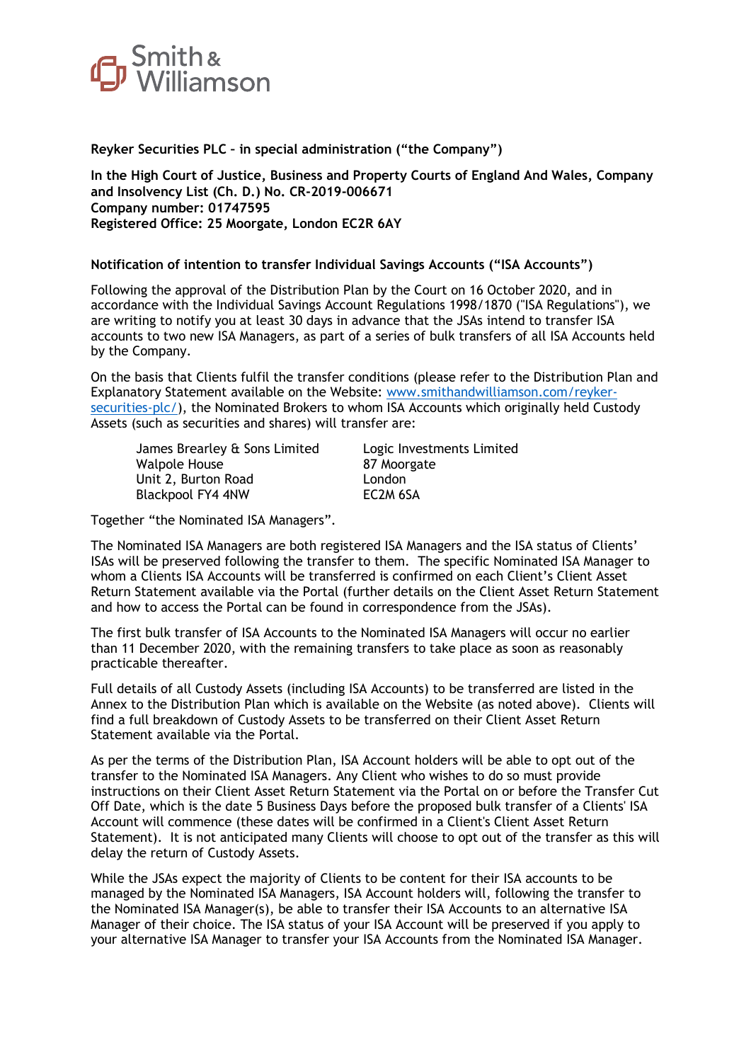Smith & Williamson

**Reyker Securities PLC – in special administration ("the Company")**

**In the High Court of Justice, Business and Property Courts of England And Wales, Company and Insolvency List (Ch. D.) No. CR-2019-006671**
**Company number: 01747595**
**Registered Office: 25 Moorgate, London EC2R 6AY**

**Notification of intention to transfer Individual Savings Accounts ("ISA Accounts")**

Following the approval of the Distribution Plan by the Court on 16 October 2020, and in accordance with the Individual Savings Account Regulations 1998/1870 ("ISA Regulations"), we are writing to notify you at least 30 days in advance that the JSAs intend to transfer ISA accounts to two new ISA Managers, as part of a series of bulk transfers of all ISA Accounts held by the Company.

On the basis that Clients fulfil the transfer conditions (please refer to the Distribution Plan and Explanatory Statement available on the Website: [www.smithandwilliamson.com/reyker-securities-plc/](www.smithandwilliamson.com/reyker-securities-plc/)), the Nominated Brokers to whom ISA Accounts which originally held Custody Assets (such as securities and shares) will transfer are:

James Brearley & Sons Limited
Walpole House
Unit 2, Burton Road
Blackpool FY4 4NW

Logic Investments Limited
87 Moorgate
London
EC2M 6SA

Together "the Nominated ISA Managers".

The Nominated ISA Managers are both registered ISA Managers and the ISA status of Clients' ISAs will be preserved following the transfer to them. The specific Nominated ISA Manager to whom a Clients ISA Accounts will be transferred is confirmed on each Client's Client Asset Return Statement available via the Portal (further details on the Client Asset Return Statement and how to access the Portal can be found in correspondence from the JSAs).

The first bulk transfer of ISA Accounts to the Nominated ISA Managers will occur no earlier than 11 December 2020, with the remaining transfers to take place as soon as reasonably practicable thereafter.

Full details of all Custody Assets (including ISA Accounts) to be transferred are listed in the Annex to the Distribution Plan which is available on the Website (as noted above). Clients will find a full breakdown of Custody Assets to be transferred on their Client Asset Return Statement available via the Portal.

As per the terms of the Distribution Plan, ISA Account holders will be able to opt out of the transfer to the Nominated ISA Managers. Any Client who wishes to do so must provide instructions on their Client Asset Return Statement via the Portal on or before the Transfer Cut Off Date, which is the date 5 Business Days before the proposed bulk transfer of a Clients' ISA Account will commence (these dates will be confirmed in a Client's Client Asset Return Statement). It is not anticipated many Clients will choose to opt out of the transfer as this will delay the return of Custody Assets.

While the JSAs expect the majority of Clients to be content for their ISA accounts to be managed by the Nominated ISA Managers, ISA Account holders will, following the transfer to the Nominated ISA Manager(s), be able to transfer their ISA Accounts to an alternative ISA Manager of their choice. The ISA status of your ISA Account will be preserved if you apply to your alternative ISA Manager to transfer your ISA Accounts from the Nominated ISA Manager.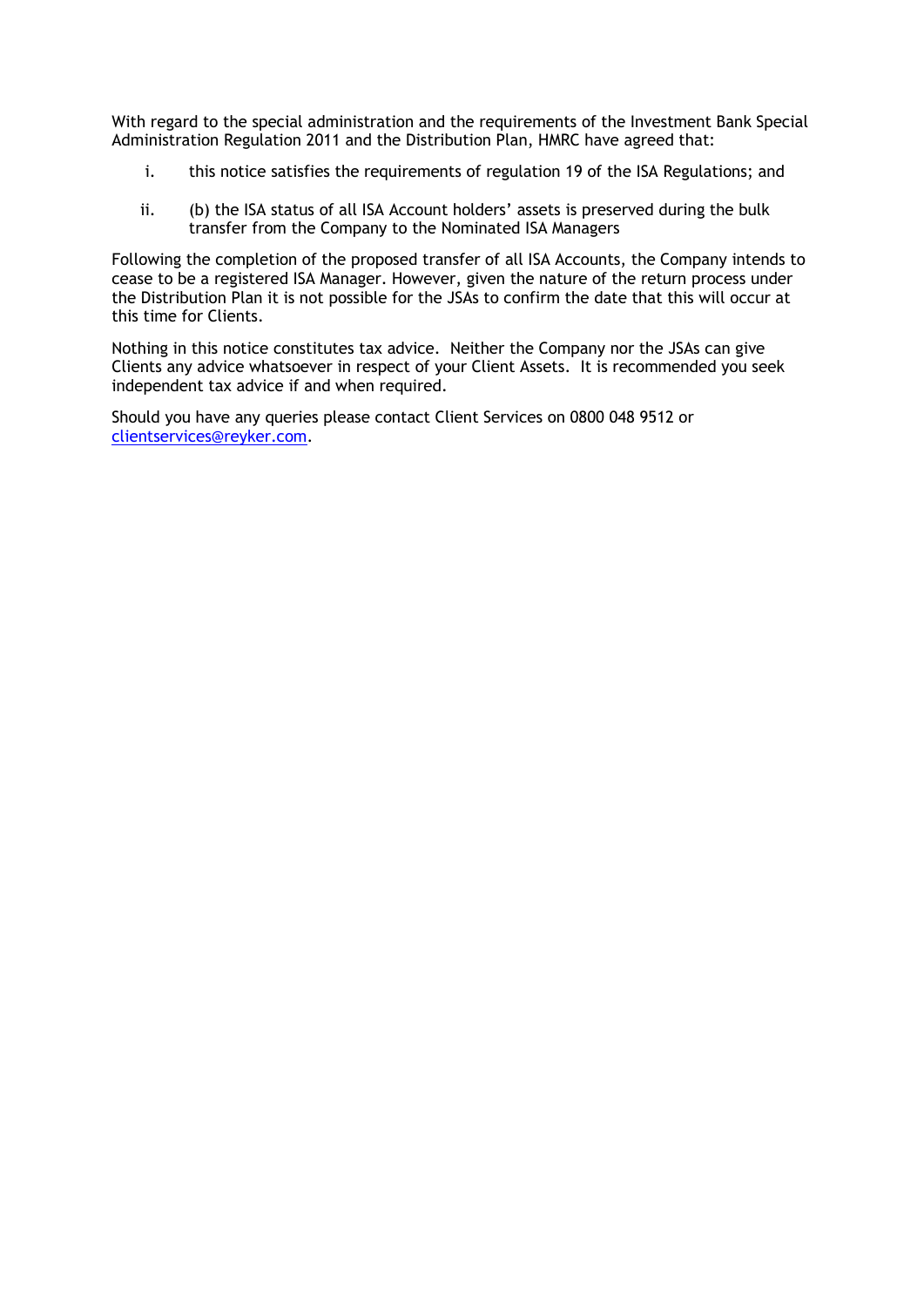With regard to the special administration and the requirements of the Investment Bank Special Administration Regulation 2011 and the Distribution Plan, HMRC have agreed that:

i. this notice satisfies the requirements of regulation 19 of the ISA Regulations; and

ii. (b) the ISA status of all ISA Account holders' assets is preserved during the bulk transfer from the Company to the Nominated ISA Managers

Following the completion of the proposed transfer of all ISA Accounts, the Company intends to cease to be a registered ISA Manager. However, given the nature of the return process under the Distribution Plan it is not possible for the JSAs to confirm the date that this will occur at this time for Clients.

Nothing in this notice constitutes tax advice. Neither the Company nor the JSAs can give Clients any advice whatsoever in respect of your Client Assets. It is recommended you seek independent tax advice if and when required.

Should you have any queries please contact Client Services on 0800 048 9512 or clientservices@reyker.com.